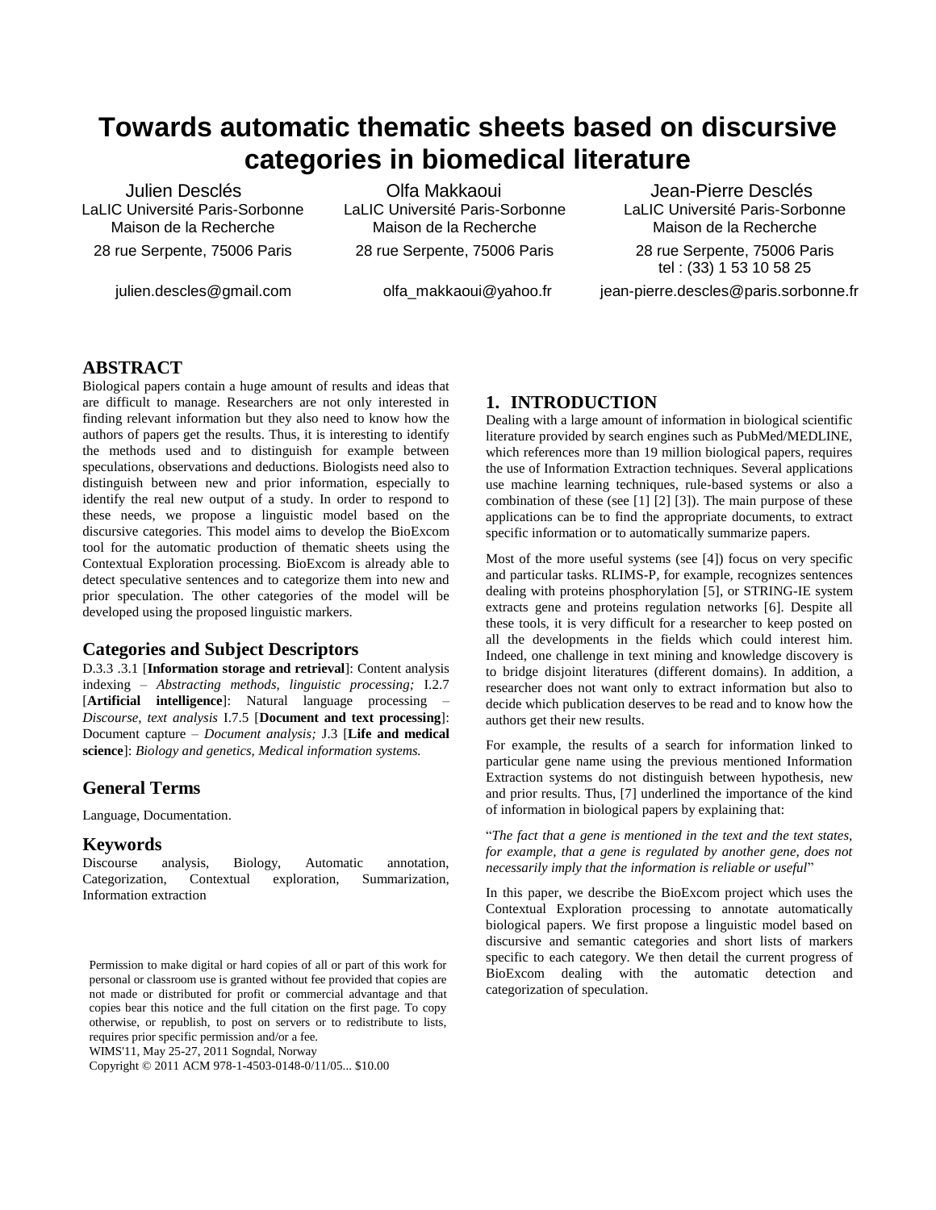# Towards automatic thematic sheets based on discursive categories in biomedical literature

Julien Desclés
LaLIC Université Paris-Sorbonne
Maison de la Recherche
28 rue Serpente, 75006 Paris
julien.descles@gmail.com

Olfa Makkaoui
LaLIC Université Paris-Sorbonne
Maison de la Recherche
28 rue Serpente, 75006 Paris
olfa_makkaoui@yahoo.fr

Jean-Pierre Desclés
LaLIC Université Paris-Sorbonne
Maison de la Recherche
28 rue Serpente, 75006 Paris
tel : (33) 1 53 10 58 25
jean-pierre.descles@paris.sorbonne.fr

## ABSTRACT

Biological papers contain a huge amount of results and ideas that are difficult to manage. Researchers are not only interested in finding relevant information but they also need to know how the authors of papers get the results. Thus, it is interesting to identify the methods used and to distinguish for example between speculations, observations and deductions. Biologists need also to distinguish between new and prior information, especially to identify the real new output of a study. In order to respond to these needs, we propose a linguistic model based on the discursive categories. This model aims to develop the BioExcom tool for the automatic production of thematic sheets using the Contextual Exploration processing. BioExcom is already able to detect speculative sentences and to categorize them into new and prior speculation. The other categories of the model will be developed using the proposed linguistic markers.

### Categories and Subject Descriptors

D.3.3 .3.1 [**Information storage and retrieval**]: Content analysis indexing – *Abstracting methods, linguistic processing;* I.2.7 [**Artificial intelligence**]: Natural language processing – *Discourse, text analysis* I.7.5 [**Document and text processing**]: Document capture – *Document analysis;* J.3 [**Life and medical science**]: *Biology and genetics, Medical information systems.*

### General Terms

Language, Documentation.

### Keywords

Discourse analysis, Biology, Automatic annotation, Categorization, Contextual exploration, Summarization, Information extraction

Permission to make digital or hard copies of all or part of this work for personal or classroom use is granted without fee provided that copies are not made or distributed for profit or commercial advantage and that copies bear this notice and the full citation on the first page. To copy otherwise, or republish, to post on servers or to redistribute to lists, requires prior specific permission and/or a fee.
WIMS'11, May 25-27, 2011 Sogndal, Norway
Copyright © 2011 ACM 978-1-4503-0148-0/11/05... $10.00

## 1. INTRODUCTION

Dealing with a large amount of information in biological scientific literature provided by search engines such as PubMed/MEDLINE, which references more than 19 million biological papers, requires the use of Information Extraction techniques. Several applications use machine learning techniques, rule-based systems or also a combination of these (see [1] [2] [3]). The main purpose of these applications can be to find the appropriate documents, to extract specific information or to automatically summarize papers.

Most of the more useful systems (see [4]) focus on very specific and particular tasks. RLIMS-P, for example, recognizes sentences dealing with proteins phosphorylation [5], or STRING-IE system extracts gene and proteins regulation networks [6]. Despite all these tools, it is very difficult for a researcher to keep posted on all the developments in the fields which could interest him. Indeed, one challenge in text mining and knowledge discovery is to bridge disjoint literatures (different domains). In addition, a researcher does not want only to extract information but also to decide which publication deserves to be read and to know how the authors get their new results.

For example, the results of a search for information linked to particular gene name using the previous mentioned Information Extraction systems do not distinguish between hypothesis, new and prior results. Thus, [7] underlined the importance of the kind of information in biological papers by explaining that:

"*The fact that a gene is mentioned in the text and the text states, for example, that a gene is regulated by another gene, does not necessarily imply that the information is reliable or useful*"

In this paper, we describe the BioExcom project which uses the Contextual Exploration processing to annotate automatically biological papers. We first propose a linguistic model based on discursive and semantic categories and short lists of markers specific to each category. We then detail the current progress of BioExcom dealing with the automatic detection and categorization of speculation.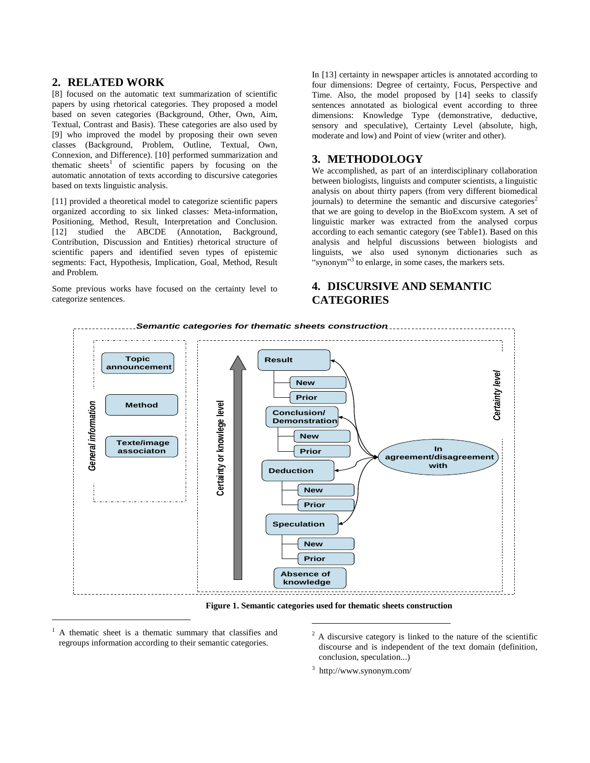## 2. RELATED WORK

[8] focused on the automatic text summarization of scientific papers by using rhetorical categories. They proposed a model based on seven categories (Background, Other, Own, Aim, Textual, Contrast and Basis). These categories are also used by [9] who improved the model by proposing their own seven classes (Background, Problem, Outline, Textual, Own, Connexion, and Difference). [10] performed summarization and thematic sheets[1] of scientific papers by focusing on the automatic annotation of texts according to discursive categories based on texts linguistic analysis.

[11] provided a theoretical model to categorize scientific papers organized according to six linked classes: Meta-information, Positioning, Method, Result, Interpretation and Conclusion. [12] studied the ABCDE (Annotation, Background, Contribution, Discussion and Entities) rhetorical structure of scientific papers and identified seven types of epistemic segments: Fact, Hypothesis, Implication, Goal, Method, Result and Problem.

Some previous works have focused on the certainty level to categorize sentences.

In [13] certainty in newspaper articles is annotated according to four dimensions: Degree of certainty, Focus, Perspective and Time. Also, the model proposed by [14] seeks to classify sentences annotated as biological event according to three dimensions: Knowledge Type (demonstrative, deductive, sensory and speculative), Certainty Level (absolute, high, moderate and low) and Point of view (writer and other).

## 3. METHODOLOGY

We accomplished, as part of an interdisciplinary collaboration between biologists, linguists and computer scientists, a linguistic analysis on about thirty papers (from very different biomedical journals) to determine the semantic and discursive categories[2] that we are going to develop in the BioExcom system. A set of linguistic marker was extracted from the analysed corpus according to each semantic category (see Table1). Based on this analysis and helpful discussions between biologists and linguists, we also used synonym dictionaries such as "synonym"[3] to enlarge, in some cases, the markers sets.

## 4. DISCURSIVE AND SEMANTIC CATEGORIES

*Semantic categories for thematic sheets construction*

General information: Topic announcement; Method; Texte/image associaton

Certainty or knowlege level / Certainty level:
- Result (New, Prior)
- Conclusion/ Demonstration (New, Prior)
- Deduction (New, Prior)
- Speculation (New, Prior)
- Absence of knowledge

In agreement/disagreement with

**Figure 1. Semantic categories used for thematic sheets construction**

---

[1] A thematic sheet is a thematic summary that classifies and regroups information according to their semantic categories.

[2] A discursive category is linked to the nature of the scientific discourse and is independent of the text domain (definition, conclusion, speculation...)

[3] http://www.synonym.com/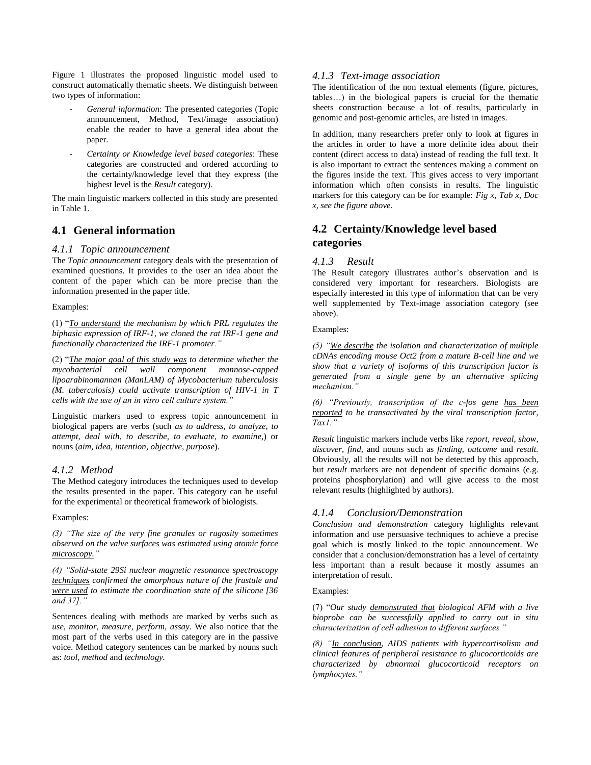Figure 1 illustrates the proposed linguistic model used to construct automatically thematic sheets. We distinguish between two types of information:

- *General information*: The presented categories (Topic announcement, Method, Text/image association) enable the reader to have a general idea about the paper.
- *Certainty or Knowledge level based categories*: These categories are constructed and ordered according to the certainty/knowledge level that they express (the highest level is the *Result* category).

The main linguistic markers collected in this study are presented in Table 1.

## 4.1 General information

### *4.1.1 Topic announcement*

The *Topic announcement* category deals with the presentation of examined questions. It provides to the user an idea about the content of the paper which can be more precise than the information presented in the paper title.

Examples:

(1) "*To understand the mechanism by which PRL regulates the biphasic expression of IRF-1, we cloned the rat IRF-1 gene and functionally characterized the IRF-1 promoter.*"

(2) "*The major goal of this study was to determine whether the mycobacterial cell wall component mannose-capped lipoarabinomannan (ManLAM) of Mycobacterium tuberculosis (M. tuberculosis) could activate transcription of HIV-1 in T cells with the use of an in vitro cell culture system.*"

Linguistic markers used to express topic announcement in biological papers are verbs (such *as to address, to analyze, to attempt, deal with, to describe, to evaluate, to examine,*) or nouns (*aim, idea, intention, objective, purpose*).

### *4.1.2 Method*

The Method category introduces the techniques used to develop the results presented in the paper. This category can be useful for the experimental or theoretical framework of biologists.

Examples:

*(3) "The size of the very fine granules or rugosity sometimes observed on the valve surfaces was estimated using atomic force microscopy."*

*(4) "Solid-state 29Si nuclear magnetic resonance spectroscopy techniques confirmed the amorphous nature of the frustule and were used to estimate the coordination state of the silicone [36 and 37]."*

Sentences dealing with methods are marked by verbs such as *use, monitor, measure, perform, assay*. We also notice that the most part of the verbs used in this category are in the passive voice. Method category sentences can be marked by nouns such as: *tool, method* and *technology.*

### *4.1.3 Text-image association*

The identification of the non textual elements (figure, pictures, tables…) in the biological papers is crucial for the thematic sheets construction because a lot of results, particularly in genomic and post-genomic articles, are listed in images.

In addition, many researchers prefer only to look at figures in the articles in order to have a more definite idea about their content (direct access to data) instead of reading the full text. It is also important to extract the sentences making a comment on the figures inside the text. This gives access to very important information which often consists in results. The linguistic markers for this category can be for example: *Fig x, Tab x, Doc x, see the figure above.*

## 4.2 Certainty/Knowledge level based categories

### *4.1.3 Result*

The Result category illustrates author's observation and is considered very important for researchers. Biologists are especially interested in this type of information that can be very well supplemented by Text-image association category (see above).

Examples:

*(5) "We describe the isolation and characterization of multiple cDNAs encoding mouse Oct2 from a mature B-cell line and we show that a variety of isoforms of this transcription factor is generated from a single gene by an alternative splicing mechanism."*

*(6) "Previously, transcription of the c-fos gene has been reported to be transactivated by the viral transcription factor, Tax1."*

*Result* linguistic markers include verbs like *report, reveal, show, discover, find,* and nouns such as *finding, outcome* and *result.* Obviously, all the results will not be detected by this approach, but *result* markers are not dependent of specific domains (e.g. proteins phosphorylation) and will give access to the most relevant results (highlighted by authors).

### *4.1.4 Conclusion/Demonstration*

*Conclusion and demonstration* category highlights relevant information and use persuasive techniques to achieve a precise goal which is mostly linked to the topic announcement. We consider that a conclusion/demonstration has a level of certainty less important than a result because it mostly assumes an interpretation of result.

Examples:

(7) "*Our study demonstrated that biological AFM with a live bioprobe can be successfully applied to carry out in situ characterization of cell adhesion to different surfaces.*"

*(8) "In conclusion, AIDS patients with hypercortisolism and clinical features of peripheral resistance to glucocorticoids are characterized by abnormal glucocorticoid receptors on lymphocytes."*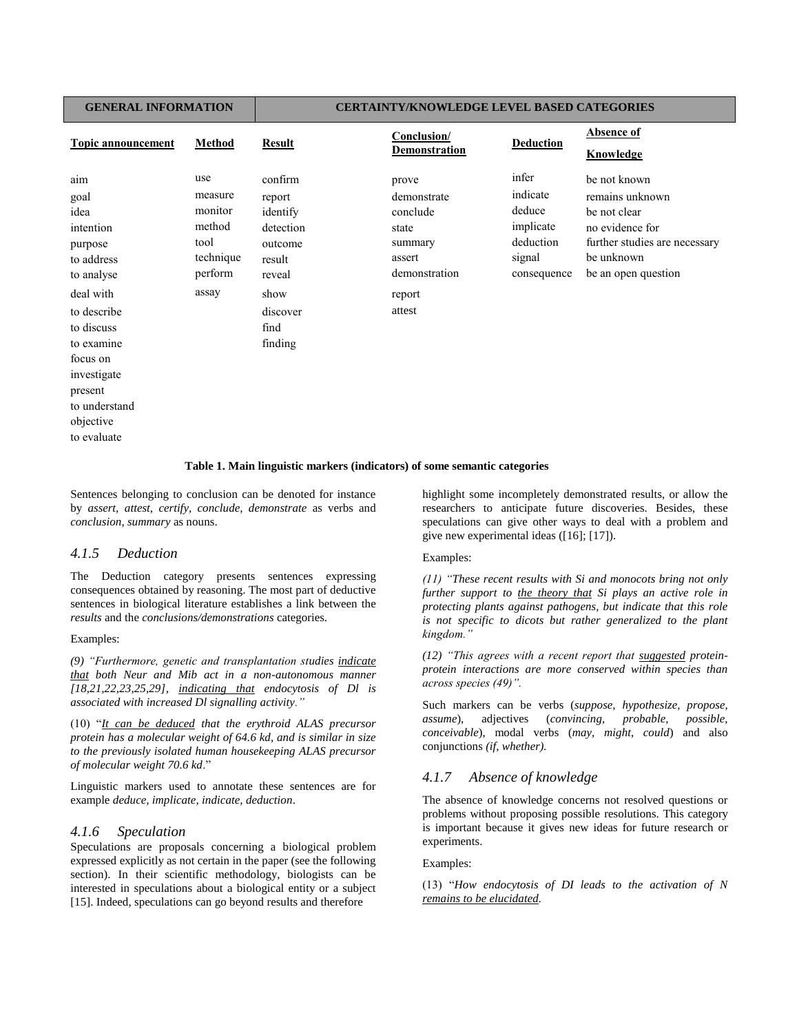| GENERAL INFORMATION | | CERTAINTY/KNOWLEDGE LEVEL BASED CATEGORIES | | | |
|---|---|---|---|---|---|
| **Topic announcement** | **Method** | **Result** | **Conclusion/ Demonstration** | **Deduction** | **Absence of Knowledge** |
| aim | use | confirm | prove | infer | be not known |
| goal | measure | report | demonstrate | indicate | remains unknown |
| idea | monitor | identify | conclude | deduce | be not clear |
| intention | method | detection | state | implicate | no evidence for |
| purpose | tool | outcome | summary | deduction | further studies are necessary |
| to address | technique | result | assert | signal | be unknown |
| to analyse | perform | reveal | demonstration | consequence | be an open question |
| deal with | assay | show | report | | |
| to describe | | discover | attest | | |
| to discuss | | find | | | |
| to examine | | finding | | | |
| focus on | | | | | |
| investigate | | | | | |
| present | | | | | |
| to understand | | | | | |
| objective | | | | | |
| to evaluate | | | | | |

**Table 1. Main linguistic markers (indicators) of some semantic categories**

Sentences belonging to conclusion can be denoted for instance by *assert, attest, certify, conclude, demonstrate* as verbs and *conclusion, summary* as nouns.

### 4.1.5 Deduction

The Deduction category presents sentences expressing consequences obtained by reasoning. The most part of deductive sentences in biological literature establishes a link between the *results* and the *conclusions/demonstrations* categories.

Examples:

*(9) "Furthermore, genetic and transplantation studies <u>indicate that</u> both Neur and Mib act in a non-autonomous manner [18,21,22,23,25,29], <u>indicating that</u> endocytosis of Dl is associated with increased Dl signalling activity."*

(10) "*<u>It can be deduced</u> that the erythroid ALAS precursor protein has a molecular weight of 64.6 kd, and is similar in size to the previously isolated human housekeeping ALAS precursor of molecular weight 70.6 kd*."

Linguistic markers used to annotate these sentences are for example *deduce, implicate, indicate, deduction*.

### 4.1.6 Speculation

Speculations are proposals concerning a biological problem expressed explicitly as not certain in the paper (see the following section). In their scientific methodology, biologists can be interested in speculations about a biological entity or a subject [15]. Indeed, speculations can go beyond results and therefore highlight some incompletely demonstrated results, or allow the researchers to anticipate future discoveries. Besides, these speculations can give other ways to deal with a problem and give new experimental ideas ([16]; [17]).

Examples:

*(11) "These recent results with Si and monocots bring not only further support to <u>the theory that</u> Si plays an active role in protecting plants against pathogens, but indicate that this role is not specific to dicots but rather generalized to the plant kingdom."*

*(12) "This agrees with a recent report that <u>suggested</u> protein-protein interactions are more conserved within species than across species (49)".*

Such markers can be verbs (*suppose, hypothesize, propose, assume*), adjectives (*convincing, probable, possible, conceivable*), modal verbs (*may, might, could*) and also conjunctions *(if, whether).*

### 4.1.7 Absence of knowledge

The absence of knowledge concerns not resolved questions or problems without proposing possible resolutions. This category is important because it gives new ideas for future research or experiments.

Examples:

(13) "*How endocytosis of DI leads to the activation of N <u>remains to be elucidated</u>.*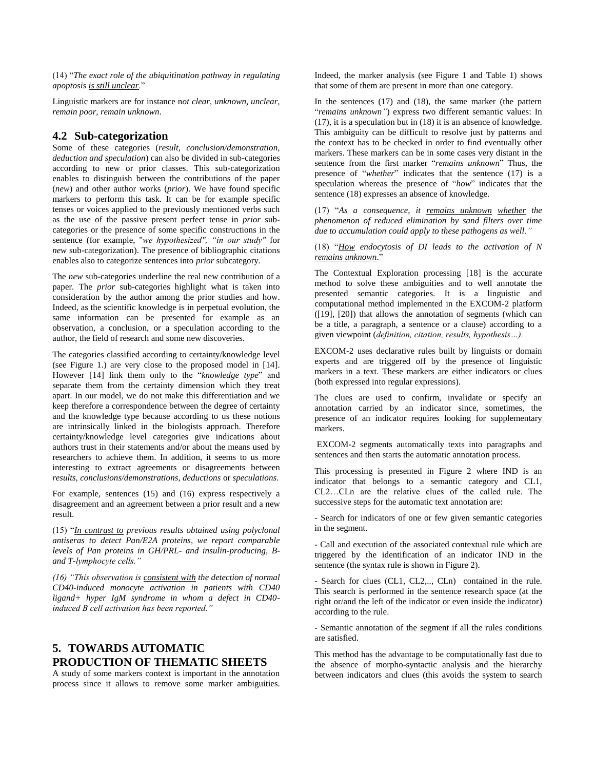(14) "*The exact role of the ubiquitination pathway in regulating apoptosis* *is still unclear*."

Linguistic markers are for instance n*ot clear, unknown, unclear, remain poor, remain unknown*.

## 4.2 Sub-categorization

Some of these categories (*result, conclusion/demonstration, deduction and speculation*) can also be divided in sub-categories according to new or prior classes. This sub-categorization enables to distinguish between the contributions of the paper (*new*) and other author works (*prior*). We have found specific markers to perform this task. It can be for example specific tenses or voices applied to the previously mentioned verbs such as the use of the passive present perfect tense in *prior* sub-categories or the presence of some specific constructions in the sentence (for example, "*we hypothesized", "in our study"* for *new* sub-categorization). The presence of bibliographic citations enables also to categorize sentences into *prior* subcategory.

The *new* sub-categories underline the real new contribution of a paper. The *prior* sub-categories highlight what is taken into consideration by the author among the prior studies and how. Indeed, as the scientific knowledge is in perpetual evolution, the same information can be presented for example as an observation, a conclusion, or a speculation according to the author, the field of research and some new discoveries.

The categories classified according to certainty/knowledge level (see Figure 1.) are very close to the proposed model in [14]. However [14] link them only to the "*knowledge type*" and separate them from the certainty dimension which they treat apart. In our model, we do not make this differentiation and we keep therefore a correspondence between the degree of certainty and the knowledge type because according to us these notions are intrinsically linked in the biologists approach. Therefore certainty/knowledge level categories give indications about authors trust in their statements and/or about the means used by researchers to achieve them. In addition, it seems to us more interesting to extract agreements or disagreements between *results, conclusions/demonstrations, deductions* or *speculations*.

For example, sentences (15) and (16) express respectively a disagreement and an agreement between a prior result and a new result.

(15) "*In contrast to previous results obtained using polyclonal antiseras to detect Pan/E2A proteins, we report comparable levels of Pan proteins in GH/PRL- and insulin-producing, B- and T-lymphocyte cells."*

*(16) "This observation is consistent with the detection of normal CD40-induced monocyte activation in patients with CD40 ligand+ hyper IgM syndrome in whom a defect in CD40-induced B cell activation has been reported."*

# 5. TOWARDS AUTOMATIC PRODUCTION OF THEMATIC SHEETS

A study of some markers context is important in the annotation process since it allows to remove some marker ambiguities. Indeed, the marker analysis (see Figure 1 and Table 1) shows that some of them are present in more than one category.

In the sentences (17) and (18), the same marker (the pattern "*remains unknown"*) express two different semantic values: In (17), it is a speculation but in (18) it is an absence of knowledge. This ambiguity can be difficult to resolve just by patterns and the context has to be checked in order to find eventually other markers. These markers can be in some cases very distant in the sentence from the first marker "*remains unknown*" Thus, the presence of "*whether*" indicates that the sentence (17) is a speculation whereas the presence of "*how*" indicates that the sentence (18) expresses an absence of knowledge.

(17) "*As a consequence, it remains unknown whether the phenomenon of reduced elimination by sand filters over time due to accumulation could apply to these pathogens as well."*

(18) "*How endocytosis of DI leads to the activation of N remains unknown*."

The Contextual Exploration processing [18] is the accurate method to solve these ambiguities and to well annotate the presented semantic categories. It is a linguistic and computational method implemented in the EXCOM-2 platform ([19], [20]) that allows the annotation of segments (which can be a title, a paragraph, a sentence or a clause) according to a given viewpoint (*definition, citation, results, hypothesis…).*

EXCOM-2 uses declarative rules built by linguists or domain experts and are triggered off by the presence of linguistic markers in a text. These markers are either indicators or clues (both expressed into regular expressions).

The clues are used to confirm, invalidate or specify an annotation carried by an indicator since, sometimes, the presence of an indicator requires looking for supplementary markers.

EXCOM-2 segments automatically texts into paragraphs and sentences and then starts the automatic annotation process.

This processing is presented in Figure 2 where IND is an indicator that belongs to a semantic category and CL1, CL2…CLn are the relative clues of the called rule. The successive steps for the automatic text annotation are:

- Search for indicators of one or few given semantic categories in the segment.

- Call and execution of the associated contextual rule which are triggered by the identification of an indicator IND in the sentence (the syntax rule is shown in Figure 2).

- Search for clues (CL1, CL2,.., CLn) contained in the rule. This search is performed in the sentence research space (at the right or/and the left of the indicator or even inside the indicator) according to the rule.

- Semantic annotation of the segment if all the rules conditions are satisfied.

This method has the advantage to be computationally fast due to the absence of morpho-syntactic analysis and the hierarchy between indicators and clues (this avoids the system to search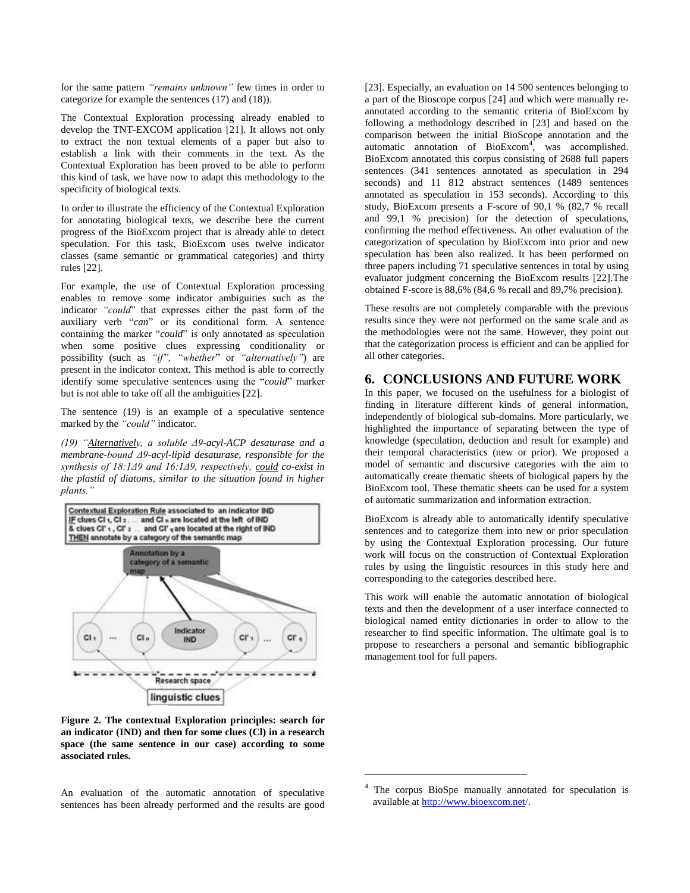for the same pattern *"remains unknown"* few times in order to categorize for example the sentences (17) and (18)).

The Contextual Exploration processing already enabled to develop the TNT-EXCOM application [21]. It allows not only to extract the non textual elements of a paper but also to establish a link with their comments in the text. As the Contextual Exploration has been proved to be able to perform this kind of task, we have now to adapt this methodology to the specificity of biological texts.

In order to illustrate the efficiency of the Contextual Exploration for annotating biological texts, we describe here the current progress of the BioExcom project that is already able to detect speculation. For this task, BioExcom uses twelve indicator classes (same semantic or grammatical categories) and thirty rules [22].

For example, the use of Contextual Exploration processing enables to remove some indicator ambiguities such as the indicator *"could"* that expresses either the past form of the auxiliary verb "*can*" or its conditional form. A sentence containing the marker "*could*" is only annotated as speculation when some positive clues expressing conditionality or possibility (such as *"if", "whether"* or *"alternatively"*) are present in the indicator context. This method is able to correctly identify some speculative sentences using the "*could*" marker but is not able to take off all the ambiguities [22].

The sentence (19) is an example of a speculative sentence marked by the *"could"* indicator.

*(19) "Alternatively, a soluble Δ9-acyl-ACP desaturase and a membrane-bound Δ9-acyl-lipid desaturase, responsible for the synthesis of 18:1Δ9 and 16:1Δ9, respectively, could co-exist in the plastid of diatoms, similar to the situation found in higher plants."*

Contextual Exploration Rule associated to an indicator IND
IF clues $Cl_1$, $Cl_2$, ... and $Cl_n$ are located at the left of IND
& clues $Cl'_1$, $Cl'_2$ ... and $Cl'_q$ are located at the right of IND
THEN annotate by a category of the semantic map

**Figure 2. The contextual Exploration principles: search for an indicator (IND) and then for some clues (Cl) in a research space (the same sentence in our case) according to some associated rules.**

An evaluation of the automatic annotation of speculative sentences has been already performed and the results are good [23]. Especially, an evaluation on 14 500 sentences belonging to a part of the Bioscope corpus [24] and which were manually re-annotated according to the semantic criteria of BioExcom by following a methodology described in [23] and based on the comparison between the initial BioScope annotation and the automatic annotation of BioExcom[4], was accomplished. BioExcom annotated this corpus consisting of 2688 full papers sentences (341 sentences annotated as speculation in 294 seconds) and 11 812 abstract sentences (1489 sentences annotated as speculation in 153 seconds). According to this study, BioExcom presents a F-score of 90,1 % (82,7 % recall and 99,1 % precision) for the detection of speculations, confirming the method effectiveness. An other evaluation of the categorization of speculation by BioExcom into prior and new speculation has been also realized. It has been performed on three papers including 71 speculative sentences in total by using evaluator judgment concerning the BioExcom results [22].The obtained F-score is 88,6% (84,6 % recall and 89,7% precision).

These results are not completely comparable with the previous results since they were not performed on the same scale and as the methodologies were not the same. However, they point out that the categorization process is efficient and can be applied for all other categories.

## 6. CONCLUSIONS AND FUTURE WORK

In this paper, we focused on the usefulness for a biologist of finding in literature different kinds of general information, independently of biological sub-domains. More particularly, we highlighted the importance of separating between the type of knowledge (speculation, deduction and result for example) and their temporal characteristics (new or prior). We proposed a model of semantic and discursive categories with the aim to automatically create thematic sheets of biological papers by the BioExcom tool. These thematic sheets can be used for a system of automatic summarization and information extraction.

BioExcom is already able to automatically identify speculative sentences and to categorize them into new or prior speculation by using the Contextual Exploration processing. Our future work will focus on the construction of Contextual Exploration rules by using the linguistic resources in this study here and corresponding to the categories described here.

This work will enable the automatic annotation of biological texts and then the development of a user interface connected to biological named entity dictionaries in order to allow to the researcher to find specific information. The ultimate goal is to propose to researchers a personal and semantic bibliographic management tool for full papers.

[4] The corpus BioSpe manually annotated for speculation is available at http://www.bioexcom.net/.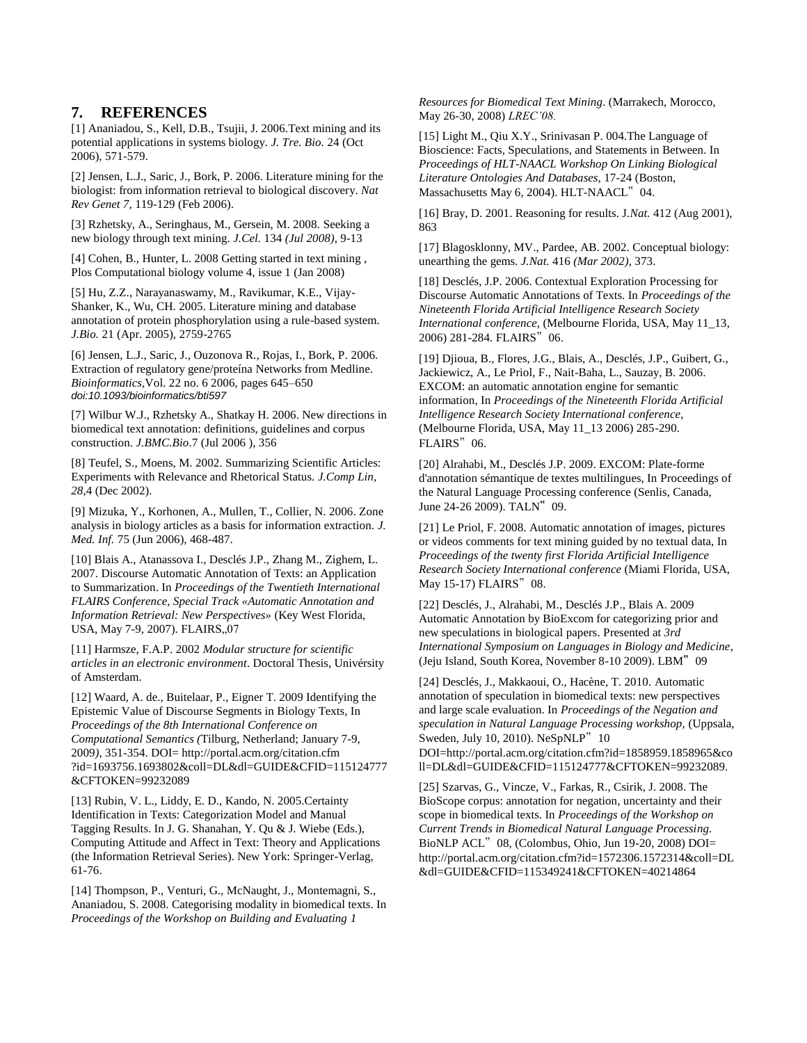## 7. REFERENCES

[1] Ananiadou, S., Kell, D.B., Tsujii, J. 2006.Text mining and its potential applications in systems biology. *J. Tre. Bio.* 24 (Oct 2006), 571-579.

[2] Jensen, L.J., Saric, J., Bork, P. 2006. Literature mining for the biologist: from information retrieval to biological discovery. *Nat Rev Genet 7,* 119-129 (Feb 2006).

[3] Rzhetsky, A., Seringhaus, M., Gersein, M. 2008. Seeking a new biology through text mining. *J.Cel.* 134 *(Jul 2008),* 9-13

[4] Cohen, B., Hunter, L. 2008 Getting started in text mining , Plos Computational biology volume 4, issue 1 (Jan 2008)

[5] Hu, Z.Z., Narayanaswamy, M., Ravikumar, K.E., Vijay-Shanker, K., Wu, CH. 2005. Literature mining and database annotation of protein phosphorylation using a rule-based system. *J.Bio.* 21 (Apr. 2005), 2759-2765

[6] Jensen, L.J., Saric, J., Ouzonova R., Rojas, I., Bork, P. 2006. Extraction of regulatory gene/proteína Networks from Medline. *Bioinformatics*,Vol. 22 no. 6 2006, pages 645–650 *doi:10.1093/bioinformatics/bti597*

[7] Wilbur W.J., Rzhetsky A., Shatkay H. 2006. New directions in biomedical text annotation: definitions, guidelines and corpus construction. *J.BMC.Bio*.7 (Jul 2006 ), 356

[8] Teufel, S., Moens, M. 2002. Summarizing Scientific Articles: Experiments with Relevance and Rhetorical Status. *J.Comp Lin, 28*,4 (Dec 2002).

[9] Mizuka, Y., Korhonen, A., Mullen, T., Collier, N. 2006. Zone analysis in biology articles as a basis for information extraction. *J. Med. Inf.* 75 (Jun 2006), 468-487.

[10] Blais A., Atanassova I., Desclés J.P., Zhang M., Zighem, L. 2007. Discourse Automatic Annotation of Texts: an Application to Summarization. In *Proceedings of the Twentieth International FLAIRS Conference, Special Track «Automatic Annotation and Information Retrieval: New Perspectives»* (Key West Florida, USA, May 7-9, 2007). FLAIRS,,07

[11] Harmsze, F.A.P. 2002 *Modular structure for scientific articles in an electronic environment*. Doctoral Thesis, Univérsity of Amsterdam.

[12] Waard, A. de., Buitelaar, P., Eigner T. 2009 Identifying the Epistemic Value of Discourse Segments in Biology Texts, In *Proceedings of the 8th International Conference on Computational Semantics (*Tilburg, Netherland; January 7-9, 2009*)*, 351-354. DOI= http://portal.acm.org/citation.cfm ?id=1693756.1693802&coll=DL&dl=GUIDE&CFID=115124777 &CFTOKEN=99232089

[13] Rubin, V. L., Liddy, E. D., Kando, N. 2005.Certainty Identification in Texts: Categorization Model and Manual Tagging Results. In J. G. Shanahan, Y. Qu & J. Wiebe (Eds.), Computing Attitude and Affect in Text: Theory and Applications (the Information Retrieval Series). New York: Springer-Verlag, 61-76.

[14] Thompson, P., Venturi, G., McNaught, J., Montemagni, S., Ananiadou, S. 2008. Categorising modality in biomedical texts. In *Proceedings of the Workshop on Building and Evaluating 1 Resources for Biomedical Text Mining*. (Marrakech, Morocco, May 26-30, 2008) *LREC'08.*

[15] Light M., Qiu X.Y., Srinivasan P. 004.The Language of Bioscience: Facts, Speculations, and Statements in Between. In *Proceedings of HLT-NAACL Workshop On Linking Biological Literature Ontologies And Databases*, 17-24 (Boston, Massachusetts May 6, 2004). HLT-NAACL" 04.

[16] Bray, D. 2001. Reasoning for results. J.*Nat.* 412 (Aug 2001), 863

[17] Blagosklonny, MV., Pardee, AB. 2002. Conceptual biology: unearthing the gems. *J.Nat.* 416 *(Mar 2002),* 373.

[18] Desclés, J.P. 2006. Contextual Exploration Processing for Discourse Automatic Annotations of Texts. In *Proceedings of the Nineteenth Florida Artificial Intelligence Research Society International conference*, (Melbourne Florida, USA, May 11_13, 2006) 281-284. FLAIRS" 06.

[19] Djioua, B., Flores, J.G., Blais, A., Desclés, J.P., Guibert, G., Jackiewicz, A., Le Priol, F., Nait-Baha, L., Sauzay, B. 2006. EXCOM: an automatic annotation engine for semantic information, In *Proceedings of the Nineteenth Florida Artificial Intelligence Research Society International conference*, (Melbourne Florida, USA, May 11_13 2006) 285-290. FLAIRS" 06.

[20] Alrahabi, M., Desclés J.P. 2009. EXCOM: Plate-forme d'annotation sémantique de textes multilingues, In Proceedings of the Natural Language Processing conference (Senlis, Canada, June 24-26 2009). TALN" 09.

[21] Le Priol, F. 2008. Automatic annotation of images, pictures or videos comments for text mining guided by no textual data, In *Proceedings of the twenty first Florida Artificial Intelligence Research Society International conference* (Miami Florida, USA, May 15-17) FLAIRS" 08.

[22] Desclés, J., Alrahabi, M., Desclés J.P., Blais A. 2009 Automatic Annotation by BioExcom for categorizing prior and new speculations in biological papers. Presented at *3rd International Symposium on Languages in Biology and Medicine*, (Jeju Island, South Korea, November 8-10 2009). LBM" 09

[24] Desclés, J., Makkaoui, O., Hacène, T. 2010. Automatic annotation of speculation in biomedical texts: new perspectives and large scale evaluation. In *Proceedings of the Negation and speculation in Natural Language Processing workshop*, (Uppsala, Sweden, July 10, 2010). NeSpNLP" 10 DOI=http://portal.acm.org/citation.cfm?id=1858959.1858965&coll=DL&dl=GUIDE&CFID=115124777&CFTOKEN=99232089.

[25] Szarvas, G., Vincze, V., Farkas, R., Csirik, J. 2008. The BioScope corpus: annotation for negation, uncertainty and their scope in biomedical texts. In *Proceedings of the Workshop on Current Trends in Biomedical Natural Language Processing.* BioNLP ACL" 08, (Colombus, Ohio, Jun 19-20, 2008) DOI= http://portal.acm.org/citation.cfm?id=1572306.1572314&coll=DL&dl=GUIDE&CFID=115349241&CFTOKEN=40214864